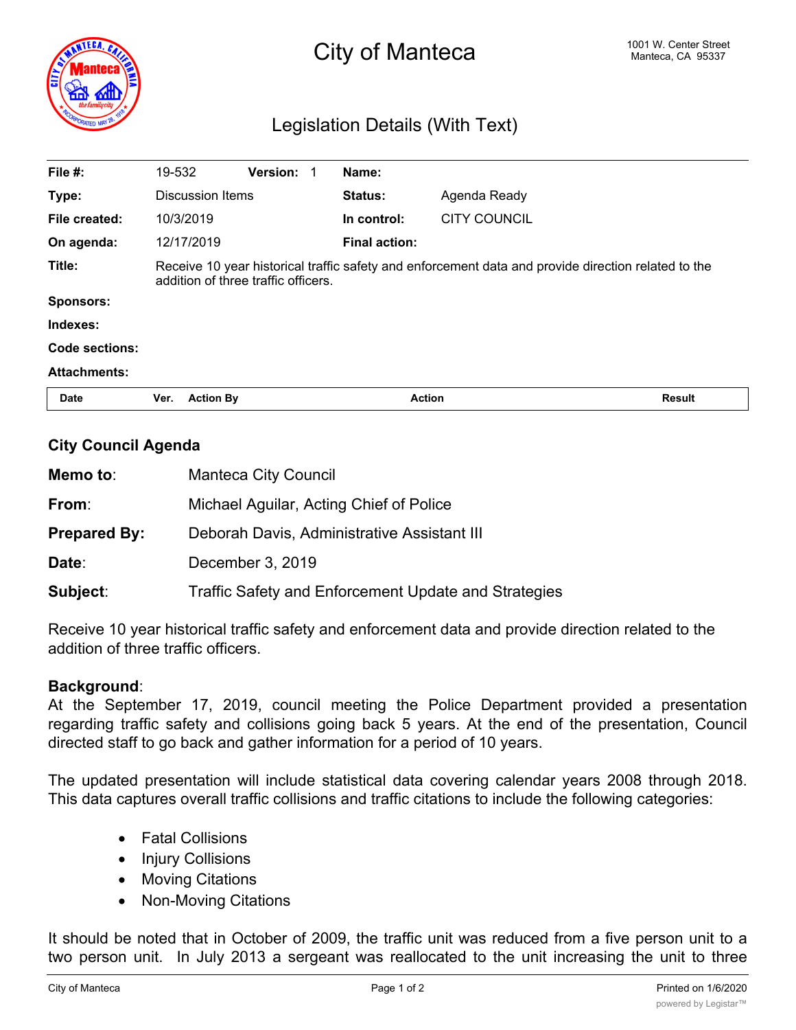# City of Manteca

1001 W. Center Street
Manteca, CA 95337

## Legislation Details (With Text)

| | | | | | |
|---|---|---|---|---|---|
| **File #:** | 19-532 | **Version:** 1 | **Name:** | | |
| **Type:** | Discussion Items | | **Status:** | Agenda Ready | |
| **File created:** | 10/3/2019 | | **In control:** | CITY COUNCIL | |
| **On agenda:** | 12/17/2019 | | **Final action:** | | |
| **Title:** | Receive 10 year historical traffic safety and enforcement data and provide direction related to the addition of three traffic officers. | | | | |
| **Sponsors:** | | | | | |
| **Indexes:** | | | | | |
| **Code sections:** | | | | | |
| **Attachments:** | | | | | |

| Date | Ver. | Action By | Action | Result |
|---|---|---|---|---|

### City Council Agenda

**Memo to**: Manteca City Council

**From**: Michael Aguilar, Acting Chief of Police

**Prepared By:** Deborah Davis, Administrative Assistant III

**Date**: December 3, 2019

**Subject**: Traffic Safety and Enforcement Update and Strategies

Receive 10 year historical traffic safety and enforcement data and provide direction related to the addition of three traffic officers.

**Background**:
At the September 17, 2019, council meeting the Police Department provided a presentation regarding traffic safety and collisions going back 5 years. At the end of the presentation, Council directed staff to go back and gather information for a period of 10 years.

The updated presentation will include statistical data covering calendar years 2008 through 2018. This data captures overall traffic collisions and traffic citations to include the following categories:

- Fatal Collisions
- Injury Collisions
- Moving Citations
- Non-Moving Citations

It should be noted that in October of 2009, the traffic unit was reduced from a five person unit to a two person unit. In July 2013 a sergeant was reallocated to the unit increasing the unit to three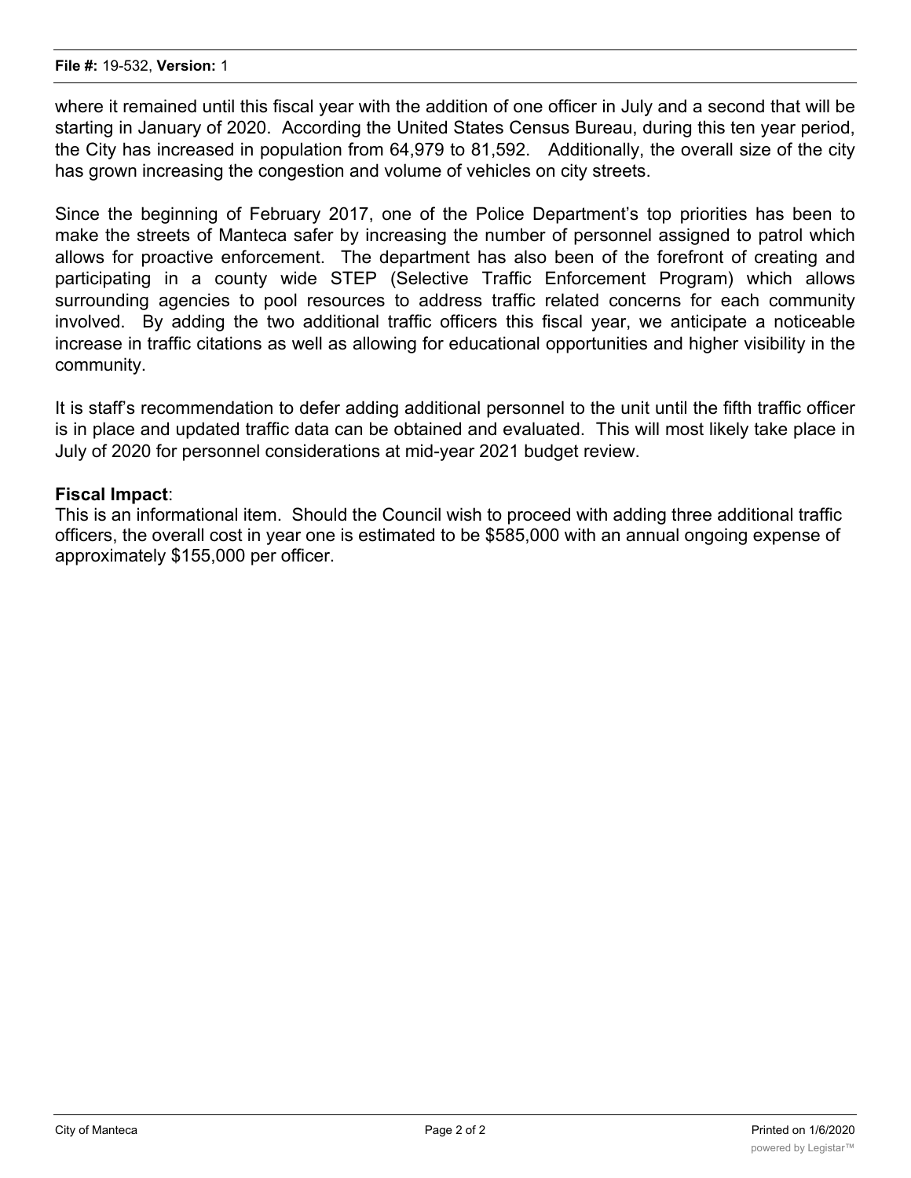where it remained until this fiscal year with the addition of one officer in July and a second that will be starting in January of 2020. According the United States Census Bureau, during this ten year period, the City has increased in population from 64,979 to 81,592. Additionally, the overall size of the city has grown increasing the congestion and volume of vehicles on city streets.

Since the beginning of February 2017, one of the Police Department's top priorities has been to make the streets of Manteca safer by increasing the number of personnel assigned to patrol which allows for proactive enforcement. The department has also been of the forefront of creating and participating in a county wide STEP (Selective Traffic Enforcement Program) which allows surrounding agencies to pool resources to address traffic related concerns for each community involved. By adding the two additional traffic officers this fiscal year, we anticipate a noticeable increase in traffic citations as well as allowing for educational opportunities and higher visibility in the community.

It is staff's recommendation to defer adding additional personnel to the unit until the fifth traffic officer is in place and updated traffic data can be obtained and evaluated. This will most likely take place in July of 2020 for personnel considerations at mid-year 2021 budget review.

**Fiscal Impact**:
This is an informational item. Should the Council wish to proceed with adding three additional traffic officers, the overall cost in year one is estimated to be $585,000 with an annual ongoing expense of approximately $155,000 per officer.